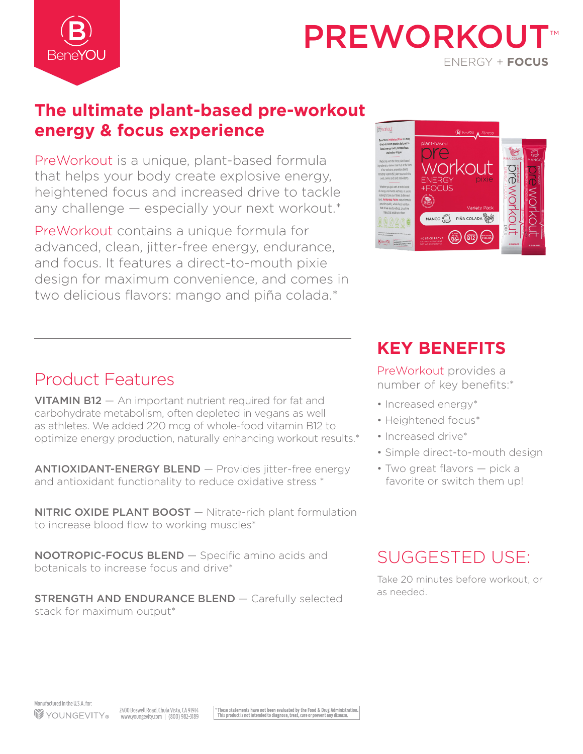BeneYOU

# PREWORKOUT™

ENERGY + **FOCUS**

## The ultimate plant-based pre-workout energy & focus experience

PreWorkout is a unique, plant-based formula that helps your body create explosive energy, heightened focus and increased drive to tackle any challenge — especially your next workout.*

PreWorkout contains a unique formula for advanced, clean, jitter-free energy, endurance, and focus. It features a direct-to-mouth pixie design for maximum convenience, and comes in two delicious flavors: mango and piña colada.*

## Product Features

**VITAMIN B12** — An important nutrient required for fat and carbohydrate metabolism, often depleted in vegans as well as athletes. We added 220 mcg of whole-food vitamin B12 to optimize energy production, naturally enhancing workout results.*

**ANTIOXIDANT-ENERGY BLEND** — Provides jitter-free energy and antioxidant functionality to reduce oxidative stress *

**NITRIC OXIDE PLANT BOOST** — Nitrate-rich plant formulation to increase blood flow to working muscles*

**NOOTROPIC-FOCUS BLEND** — Specific amino acids and botanicals to increase focus and drive*

**STRENGTH AND ENDURANCE BLEND** — Carefully selected stack for maximum output*

## KEY BENEFITS

PreWorkout provides a number of key benefits:*

- Increased energy*
- Heightened focus*
- Increased drive*
- Simple direct-to-mouth design
- Two great flavors — pick a favorite or switch them up!

## SUGGESTED USE:

Take 20 minutes before workout, or as needed.

Manufactured in the U.S.A. for:

YOUNGEVITY®

2400 Boswell Road, Chula Vista, CA 91914
www.youngevity.com | (800) 982-3189

*These statements have not been evaluated by the Food & Drug Administration. This product is not intended to diagnose, treat, cure or prevent any disease.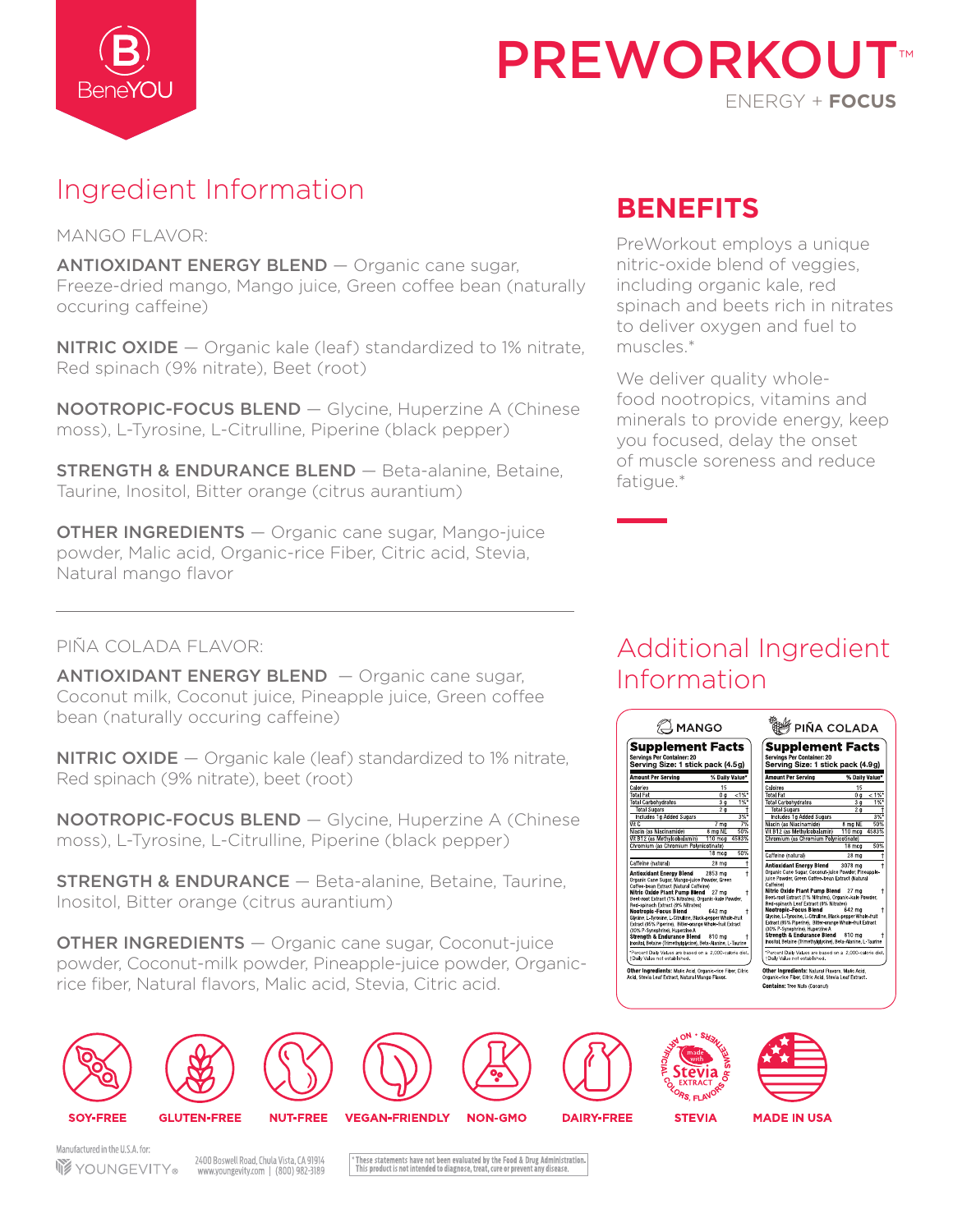BeneYOU

# PREWORKOUT™

ENERGY + **FOCUS**

## Ingredient Information

MANGO FLAVOR:

**ANTIOXIDANT ENERGY BLEND** — Organic cane sugar, Freeze-dried mango, Mango juice, Green coffee bean (naturally occuring caffeine)

**NITRIC OXIDE** — Organic kale (leaf) standardized to 1% nitrate, Red spinach (9% nitrate), Beet (root)

**NOOTROPIC-FOCUS BLEND** — Glycine, Huperzine A (Chinese moss), L-Tyrosine, L-Citrulline, Piperine (black pepper)

**STRENGTH & ENDURANCE BLEND** — Beta-alanine, Betaine, Taurine, Inositol, Bitter orange (citrus aurantium)

**OTHER INGREDIENTS** — Organic cane sugar, Mango-juice powder, Malic acid, Organic-rice Fiber, Citric acid, Stevia, Natural mango flavor

PIÑA COLADA FLAVOR:

**ANTIOXIDANT ENERGY BLEND** — Organic cane sugar, Coconut milk, Coconut juice, Pineapple juice, Green coffee bean (naturally occuring caffeine)

**NITRIC OXIDE** — Organic kale (leaf) standardized to 1% nitrate, Red spinach (9% nitrate), beet (root)

**NOOTROPIC-FOCUS BLEND** — Glycine, Huperzine A (Chinese moss), L-Tyrosine, L-Citrulline, Piperine (black pepper)

**STRENGTH & ENDURANCE** — Beta-alanine, Betaine, Taurine, Inositol, Bitter orange (citrus aurantium)

**OTHER INGREDIENTS** — Organic cane sugar, Coconut-juice powder, Coconut-milk powder, Pineapple-juice powder, Organic-rice fiber, Natural flavors, Malic acid, Stevia, Citric acid.

## BENEFITS

PreWorkout employs a unique nitric-oxide blend of veggies, including organic kale, red spinach and beets rich in nitrates to deliver oxygen and fuel to muscles.*

We deliver quality whole-food nootropics, vitamins and minerals to provide energy, keep you focused, delay the onset of muscle soreness and reduce fatigue.*

## Additional Ingredient Information

### MANGO

**Supplement Facts**
Servings Per Container: 20
Serving Size: 1 stick pack (4.5g)

| Amount Per Serving | | % Daily Value* |
|---|---|---|
| Calories | 15 | |
| Total Fat | 0 g | <1%* |
| Total Carbohydrates | 3 g | 1%* |
| Total Sugars | 2 g | † |
| Includes 1g Added Sugars | | 3%* |
| Vit C | 7 mg | 7% |
| Niacin (as Niacinamide) | 8 mg NE | 50% |
| Vit B12 (as Methylcobalamin) | 110 mcg | 4583% |
| Chromium (as Chromium Polynicotinate) | 18 mcg | 50% |
| Caffeine (natural) | 28 mg | † |
| **Antioxidant Energy Blend** Organic Cane Sugar, Mango-juice Powder, Green Coffee-bean Extract (Natural Caffeine) | 2853 mg | † |
| **Nitric Oxide Plant Pump Blend** Beet-root Extract (1% Nitrates), Organic-kale Powder, Red-spinach Extract (9% Nitrates) | 27 mg | † |
| **Nootropic-Focus Blend** Glycine, L-Tyrosine, L-Citrulline, Black-pepper Whole-fruit Extract (95% Piperine), Bitter-orange Whole-fruit Extract (30% P-Synephrine), Huperzine A | 642 mg | † |
| **Strength & Endurance Blend** Inositol, Betaine (Trimethylglycine), Beta-Alanine, L-Taurine | 810 mg | † |

*Percent Daily Values are based on a 2,000-calorie diet.
†Daily Value not established.

**Other Ingredients:** Malic Acid, Organic-rice Fiber, Citric Acid, Stevia Leaf Extract, Natural Mango Flavor.

### PIÑA COLADA

**Supplement Facts**
Servings Per Container: 20
Serving Size: 1 stick pack (4.9g)

| Amount Per Serving | | % Daily Value* |
|---|---|---|
| Calories | 15 | |
| Total Fat | 0 g | < 1%* |
| Total Carbohydrates | 3 g | 1%* |
| Total Sugars | 2 g | † |
| Includes 1g Added Sugars | | 3%* |
| Niacin (as Niacinamide) | 8 mg NE | 50% |
| Vit B12 (as Methylcobalamin) | 110 mcg | 4583% |
| Chromium (as Chromium Polynicotinate) | 18 mcg | 50% |
| Caffeine (natural) | 28 mg | † |
| **Antioxidant Energy Blend** Organic Cane Sugar, Coconut-juice Powder, Pineapple-juice Powder, Green Coffee-bean Extract (Natural Caffeine) | 3078 mg | † |
| **Nitric Oxide Plant Pump Blend** Beet-root Extract (1% Nitrates), Organic-kale Powder, Red-spinach Leaf Extract (9% Nitrates) | 27 mg | † |
| **Nootropic-Focus Blend** Glycine, L-Tyrosine, L-Citrulline, Black-pepper Whole-fruit Extract (95% Piperine), Bitter-orange Whole-fruit Extract (30% P-Synephrine), Huperzine A | 642 mg | † |
| **Strength & Endurance Blend** Inositol, Betaine (Trimethylglycine), Beta-Alanine, L-Taurine | 810 mg | † |

*Percent Daily Values are based on a 2,000-calorie diet.
†Daily Value not established.

**Other Ingredients:** Natural Flavors, Malic Acid, Organic-rice Fiber, Citric Acid, Stevia Leaf Extract.
**Contains:** Tree Nuts (Coconut)

SOY-FREE | GLUTEN-FREE | NUT-FREE | VEGAN-FRIENDLY | NON-GMO | DAIRY-FREE | STEVIA | MADE IN USA

NO ARTIFICIAL COLORS, FLAVORS OR SWEETENERS — made with Stevia EXTRACT

Manufactured in the U.S.A. for:
YOUNGEVITY®
2400 Boswell Road, Chula Vista, CA 91914
www.youngevity.com | (800) 982-3189

*These statements have not been evaluated by the Food & Drug Administration. This product is not intended to diagnose, treat, cure or prevent any disease.